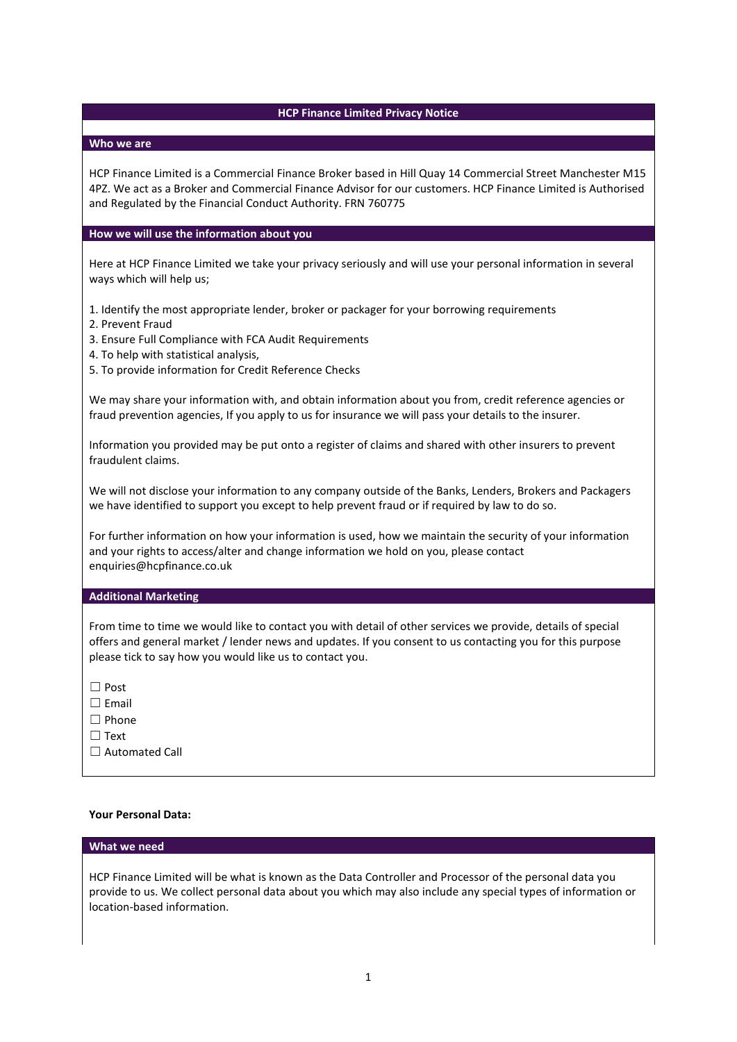# HCP Finance Limited Privacy Notice

## Who we are

HCP Finance Limited is a Commercial Finance Broker based in Hill Quay 14 Commercial Street Manchester M15 4PZ. We act as a Broker and Commercial Finance Advisor for our customers. HCP Finance Limited is Authorised and Regulated by the Financial Conduct Authority. FRN 760775

## How we will use the information about you

Here at HCP Finance Limited we take your privacy seriously and will use your personal information in several ways which will help us;

1. Identify the most appropriate lender, broker or packager for your borrowing requirements
2. Prevent Fraud
3. Ensure Full Compliance with FCA Audit Requirements
4. To help with statistical analysis,
5. To provide information for Credit Reference Checks

We may share your information with, and obtain information about you from, credit reference agencies or fraud prevention agencies, If you apply to us for insurance we will pass your details to the insurer.

Information you provided may be put onto a register of claims and shared with other insurers to prevent fraudulent claims.

We will not disclose your information to any company outside of the Banks, Lenders, Brokers and Packagers we have identified to support you except to help prevent fraud or if required by law to do so.

For further information on how your information is used, how we maintain the security of your information and your rights to access/alter and change information we hold on you, please contact enquiries@hcpfinance.co.uk

## Additional Marketing

From time to time we would like to contact you with detail of other services we provide, details of special offers and general market / lender news and updates. If you consent to us contacting you for this purpose please tick to say how you would like us to contact you.

☐ Post
☐ Email
☐ Phone
☐ Text
☐ Automated Call

**Your Personal Data:**

## What we need

HCP Finance Limited will be what is known as the Data Controller and Processor of the personal data you provide to us. We collect personal data about you which may also include any special types of information or location-based information.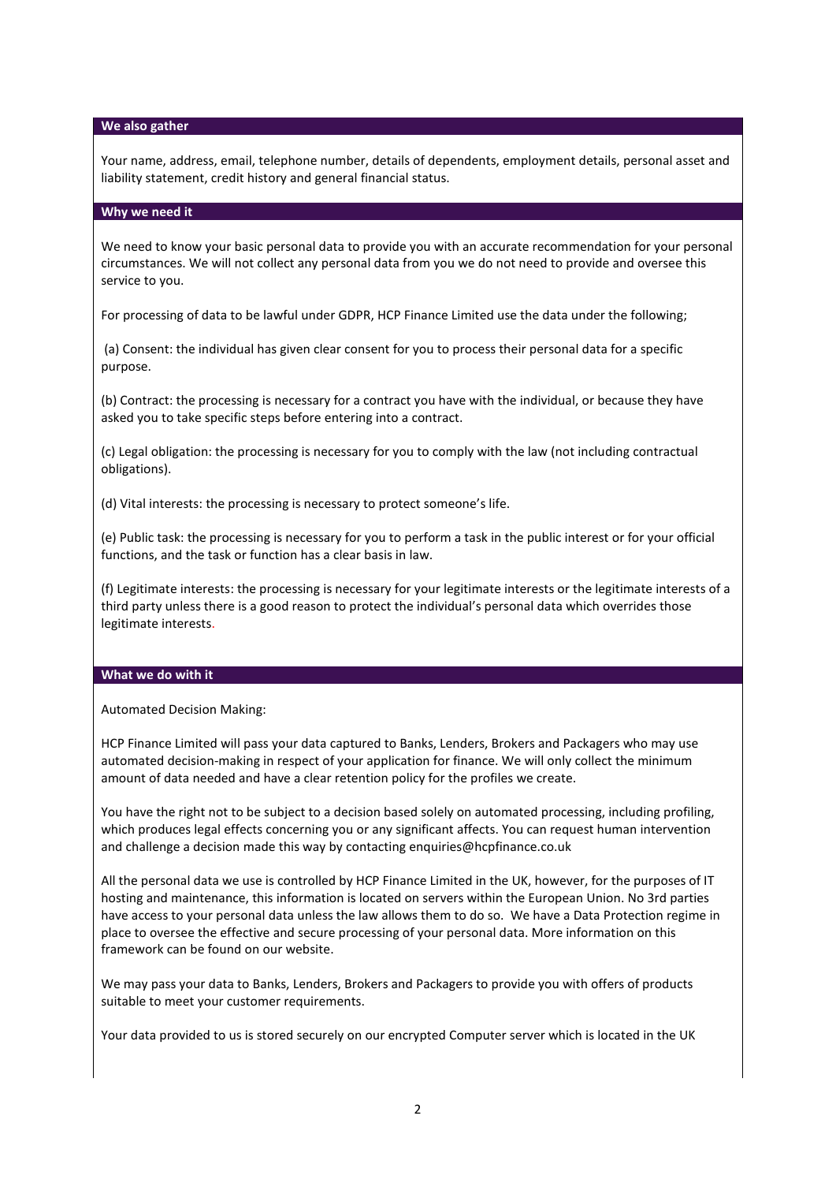## We also gather

Your name, address, email, telephone number, details of dependents, employment details, personal asset and liability statement, credit history and general financial status.

## Why we need it

We need to know your basic personal data to provide you with an accurate recommendation for your personal circumstances. We will not collect any personal data from you we do not need to provide and oversee this service to you.

For processing of data to be lawful under GDPR, HCP Finance Limited use the data under the following;

(a) Consent: the individual has given clear consent for you to process their personal data for a specific purpose.

(b) Contract: the processing is necessary for a contract you have with the individual, or because they have asked you to take specific steps before entering into a contract.

(c) Legal obligation: the processing is necessary for you to comply with the law (not including contractual obligations).

(d) Vital interests: the processing is necessary to protect someone's life.

(e) Public task: the processing is necessary for you to perform a task in the public interest or for your official functions, and the task or function has a clear basis in law.

(f) Legitimate interests: the processing is necessary for your legitimate interests or the legitimate interests of a third party unless there is a good reason to protect the individual's personal data which overrides those legitimate interests.

## What we do with it

Automated Decision Making:

HCP Finance Limited will pass your data captured to Banks, Lenders, Brokers and Packagers who may use automated decision-making in respect of your application for finance. We will only collect the minimum amount of data needed and have a clear retention policy for the profiles we create.

You have the right not to be subject to a decision based solely on automated processing, including profiling, which produces legal effects concerning you or any significant affects. You can request human intervention and challenge a decision made this way by contacting enquiries@hcpfinance.co.uk

All the personal data we use is controlled by HCP Finance Limited in the UK, however, for the purposes of IT hosting and maintenance, this information is located on servers within the European Union. No 3rd parties have access to your personal data unless the law allows them to do so. We have a Data Protection regime in place to oversee the effective and secure processing of your personal data. More information on this framework can be found on our website.

We may pass your data to Banks, Lenders, Brokers and Packagers to provide you with offers of products suitable to meet your customer requirements.

Your data provided to us is stored securely on our encrypted Computer server which is located in the UK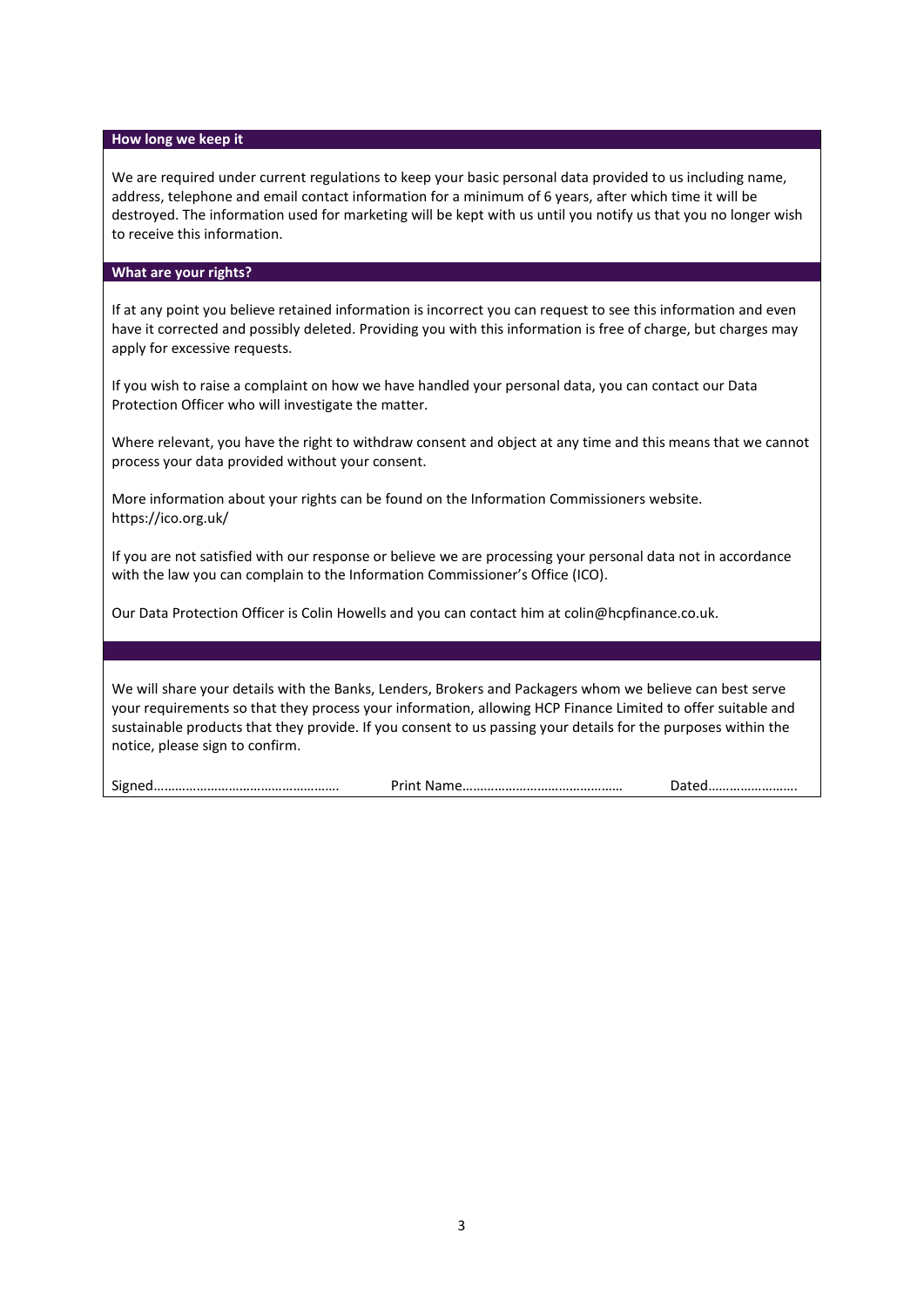## How long we keep it

We are required under current regulations to keep your basic personal data provided to us including name, address, telephone and email contact information for a minimum of 6 years, after which time it will be destroyed. The information used for marketing will be kept with us until you notify us that you no longer wish to receive this information.

## What are your rights?

If at any point you believe retained information is incorrect you can request to see this information and even have it corrected and possibly deleted. Providing you with this information is free of charge, but charges may apply for excessive requests.

If you wish to raise a complaint on how we have handled your personal data, you can contact our Data Protection Officer who will investigate the matter.

Where relevant, you have the right to withdraw consent and object at any time and this means that we cannot process your data provided without your consent.

More information about your rights can be found on the Information Commissioners website. https://ico.org.uk/

If you are not satisfied with our response or believe we are processing your personal data not in accordance with the law you can complain to the Information Commissioner's Office (ICO).

Our Data Protection Officer is Colin Howells and you can contact him at colin@hcpfinance.co.uk.

---

We will share your details with the Banks, Lenders, Brokers and Packagers whom we believe can best serve your requirements so that they process your information, allowing HCP Finance Limited to offer suitable and sustainable products that they provide. If you consent to us passing your details for the purposes within the notice, please sign to confirm.

Signed…………………………………………. Print Name……………………………………… Dated…………………….